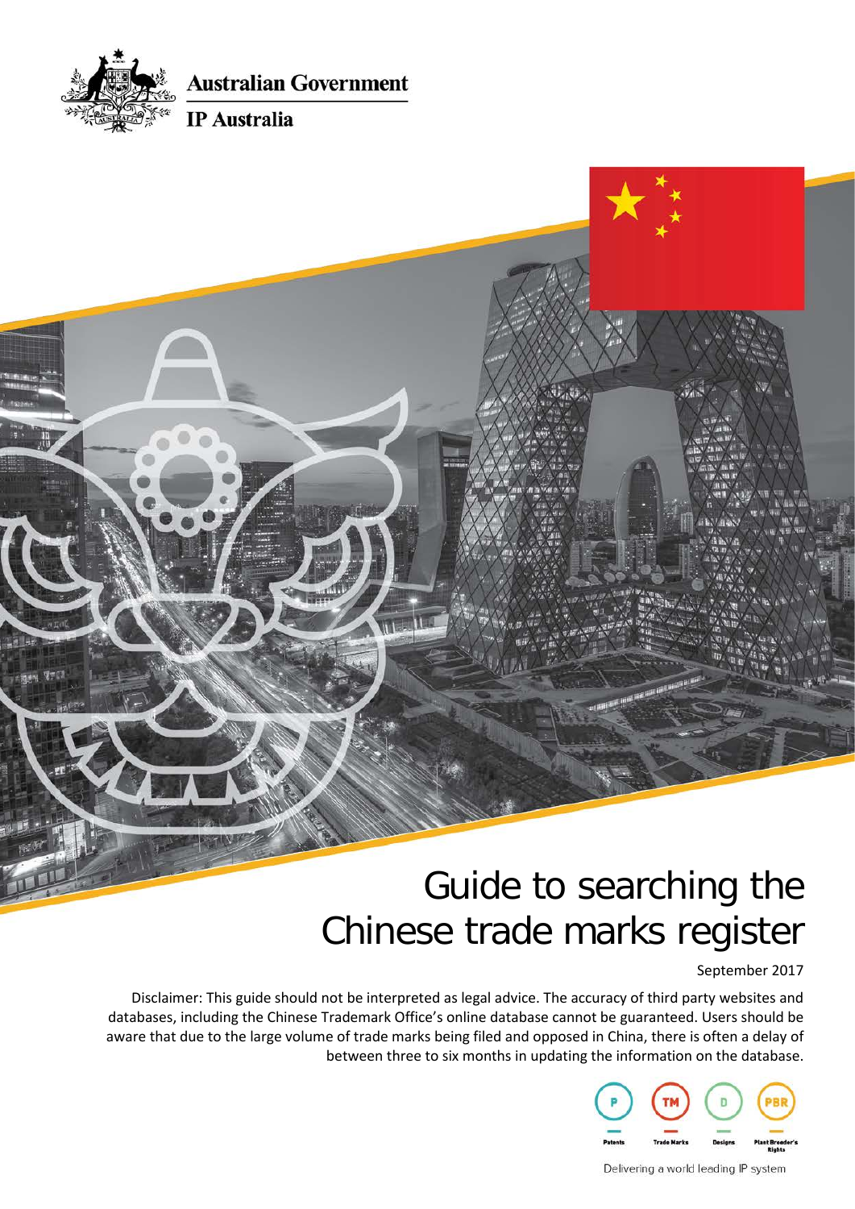Australian Government

IP Australia

# Guide to searching the Chinese trade marks register

September 2017

Disclaimer: This guide should not be interpreted as legal advice. The accuracy of third party websites and databases, including the Chinese Trademark Office's online database cannot be guaranteed. Users should be aware that due to the large volume of trade marks being filed and opposed in China, there is often a delay of between three to six months in updating the information on the database.

Patents | Trade Marks | Designs | Plant Breeder's Rights

Delivering a world leading IP system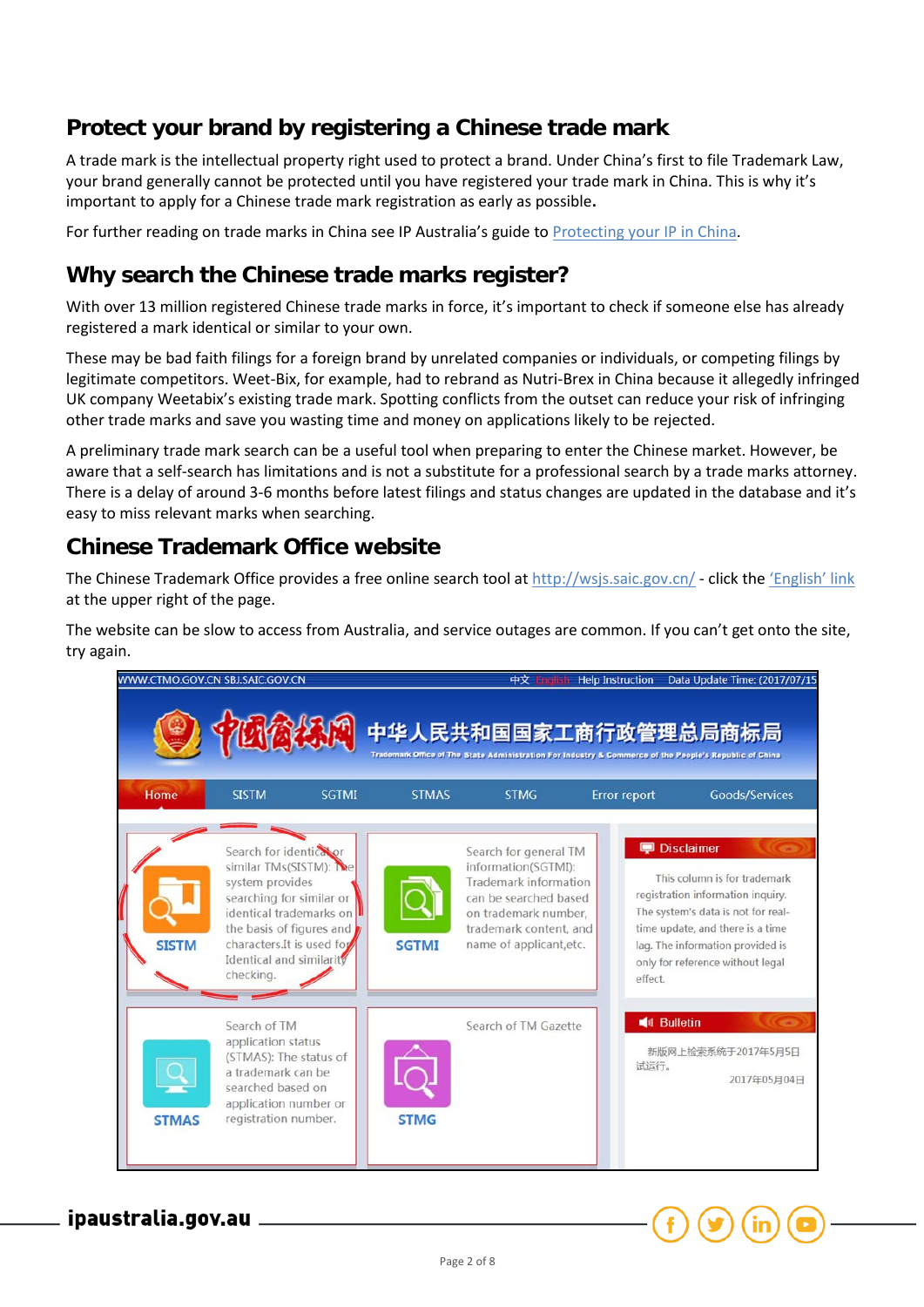## Protect your brand by registering a Chinese trade mark

A trade mark is the intellectual property right used to protect a brand. Under China's first to file Trademark Law, your brand generally cannot be protected until you have registered your trade mark in China. This is why it's important to apply for a Chinese trade mark registration as early as possible.

For further reading on trade marks in China see IP Australia's guide to Protecting your IP in China.

## Why search the Chinese trade marks register?

With over 13 million registered Chinese trade marks in force, it's important to check if someone else has already registered a mark identical or similar to your own.

These may be bad faith filings for a foreign brand by unrelated companies or individuals, or competing filings by legitimate competitors. Weet-Bix, for example, had to rebrand as Nutri-Brex in China because it allegedly infringed UK company Weetabix's existing trade mark. Spotting conflicts from the outset can reduce your risk of infringing other trade marks and save you wasting time and money on applications likely to be rejected.

A preliminary trade mark search can be a useful tool when preparing to enter the Chinese market. However, be aware that a self-search has limitations and is not a substitute for a professional search by a trade marks attorney. There is a delay of around 3-6 months before latest filings and status changes are updated in the database and it's easy to miss relevant marks when searching.

## Chinese Trademark Office website

The Chinese Trademark Office provides a free online search tool at http://wsjs.saic.gov.cn/ - click the 'English' link at the upper right of the page.

The website can be slow to access from Australia, and service outages are common. If you can't get onto the site, try again.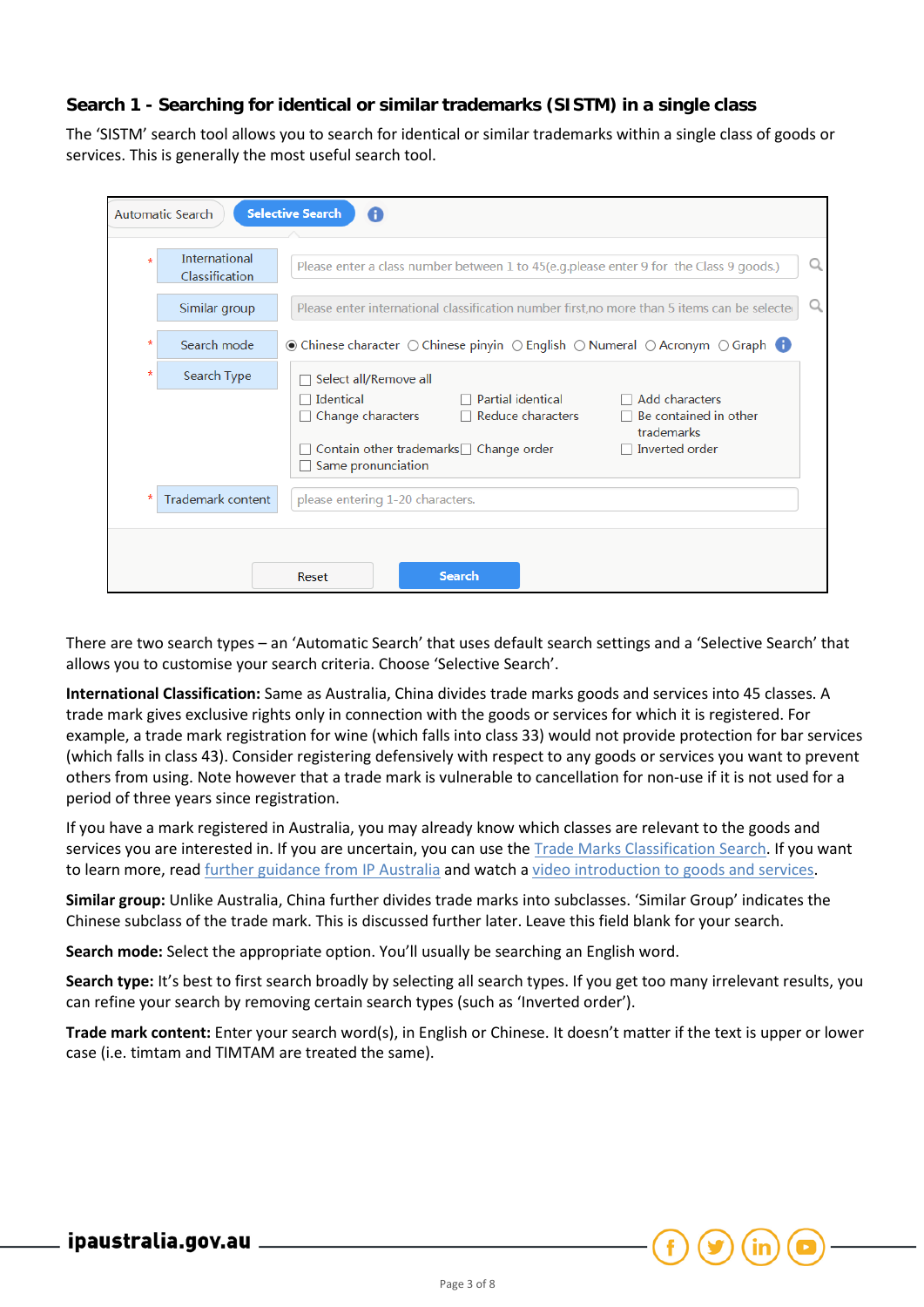### Search 1 - Searching for identical or similar trademarks (SISTM) in a single class

The 'SISTM' search tool allows you to search for identical or similar trademarks within a single class of goods or services. This is generally the most useful search tool.

Automatic Search | Selective Search

- \* International Classification: Please enter a class number between 1 to 45(e.g.please enter 9 for the Class 9 goods.)
- Similar group: Please enter international classification number first,no more than 5 items can be selected
- \* Search mode: Chinese character / Chinese pinyin / English / Numeral / Acronym / Graph
- \* Search Type: Select all/Remove all; Identical; Partial identical; Add characters; Change characters; Reduce characters; Be contained in other trademarks; Contain other trademarks; Change order; Inverted order; Same pronunciation
- \* Trademark content: please entering 1-20 characters.

Reset | Search

There are two search types – an 'Automatic Search' that uses default search settings and a 'Selective Search' that allows you to customise your search criteria. Choose 'Selective Search'.

**International Classification:** Same as Australia, China divides trade marks goods and services into 45 classes. A trade mark gives exclusive rights only in connection with the goods or services for which it is registered. For example, a trade mark registration for wine (which falls into class 33) would not provide protection for bar services (which falls in class 43). Consider registering defensively with respect to any goods or services you want to prevent others from using. Note however that a trade mark is vulnerable to cancellation for non-use if it is not used for a period of three years since registration.

If you have a mark registered in Australia, you may already know which classes are relevant to the goods and services you are interested in. If you are uncertain, you can use the Trade Marks Classification Search. If you want to learn more, read further guidance from IP Australia and watch a video introduction to goods and services.

**Similar group:** Unlike Australia, China further divides trade marks into subclasses. 'Similar Group' indicates the Chinese subclass of the trade mark. This is discussed further later. Leave this field blank for your search.

**Search mode:** Select the appropriate option. You'll usually be searching an English word.

**Search type:** It's best to first search broadly by selecting all search types. If you get too many irrelevant results, you can refine your search by removing certain search types (such as 'Inverted order').

**Trade mark content:** Enter your search word(s), in English or Chinese. It doesn't matter if the text is upper or lower case (i.e. timtam and TIMTAM are treated the same).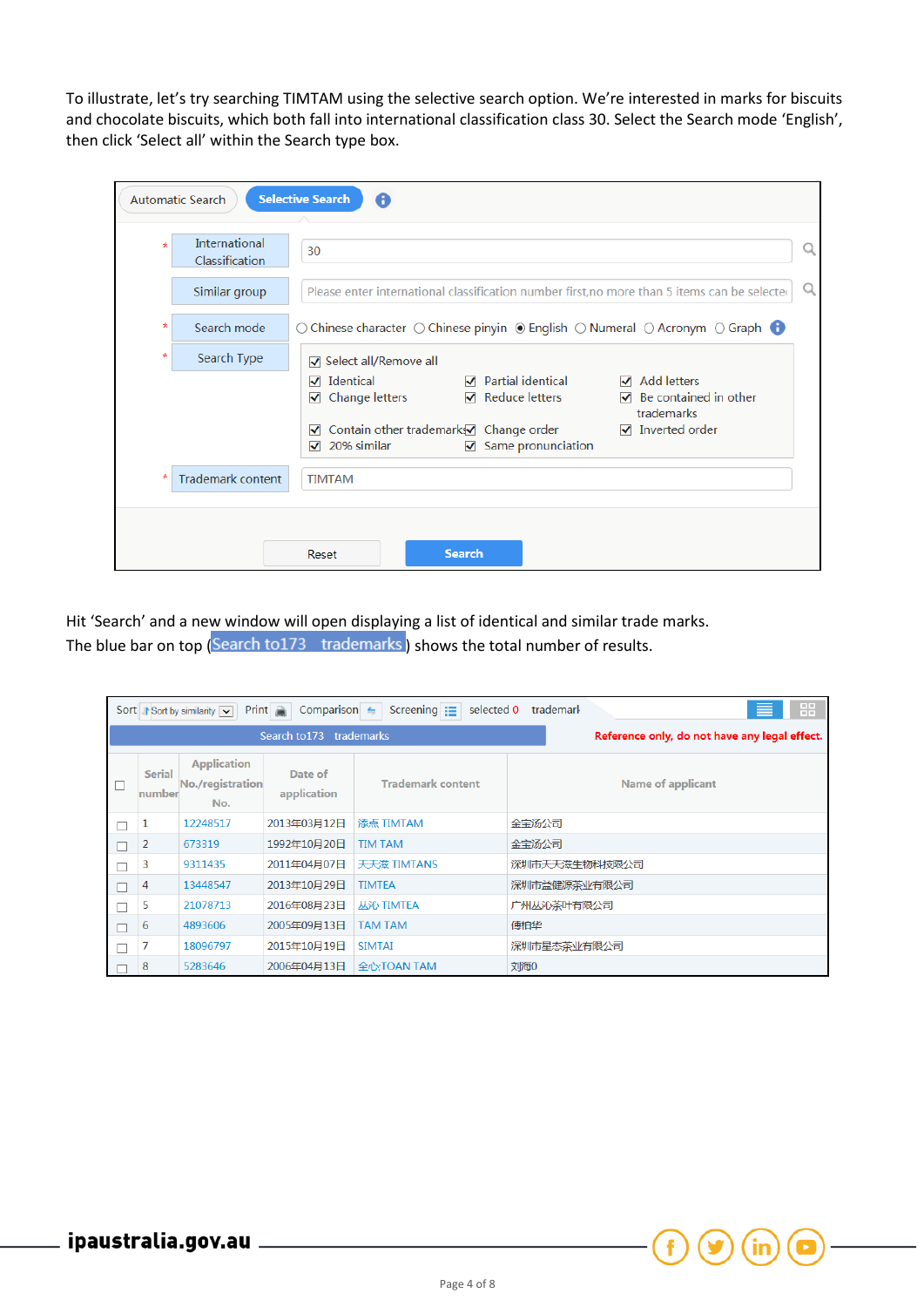To illustrate, let's try searching TIMTAM using the selective search option. We're interested in marks for biscuits and chocolate biscuits, which both fall into international classification class 30. Select the Search mode 'English', then click 'Select all' within the Search type box.

Automatic Search | Selective Search

| | |
|---|---|
| * International Classification | 30 |
| Similar group | Please enter international classification number first,no more than 5 items can be selecte |
| * Search mode | ○ Chinese character ○ Chinese pinyin ◉ English ○ Numeral ○ Acronym ○ Graph |
| * Search Type | ☑ Select all/Remove all<br>☑ Identical ☑ Partial identical ☑ Add letters<br>☑ Change letters ☑ Reduce letters ☑ Be contained in other trademarks<br>☑ Contain other trademarks ☑ Change order ☑ Inverted order<br>☑ 20% similar ☑ Same pronunciation |
| * Trademark content | TIMTAM |

Reset | Search

Hit 'Search' and a new window will open displaying a list of identical and similar trade marks. The blue bar on top (Search to173 trademarks) shows the total number of results.

Sort: Sort by similarity | Print | Comparison | Screening | selected 0 trademark

Search to173 trademarks

Reference only, do not have any legal effect.

| | Serial number | Application No./registration No. | Date of application | Trademark content | Name of applicant |
|---|---|---|---|---|---|
| ☐ | 1 | 12248517 | 2013年03月12日 | 添点 TIMTAM | 全宝汤公司 |
| ☐ | 2 | 673319 | 1992年10月20日 | TIM TAM | 全宝汤公司 |
| ☐ | 3 | 9311435 | 2011年04月07日 | 天天滋 TIMTANS | 深圳市天天滋生物科技股份公司 |
| ☐ | 4 | 13448547 | 2013年10月29日 | TIMTEA | 深圳市益健源茶业有限公司 |
| ☐ | 5 | 21078713 | 2016年08月23日 | 丛沁 TIMTEA | 广州丛沁茶叶有限公司 |
| ☐ | 6 | 4893606 | 2005年09月13日 | TAM TAM | 傅柏华 |
| ☐ | 7 | 18096797 | 2015年10月19日 | SIMTAI | 深圳市星态茶业有限公司 |
| ☐ | 8 | 5283646 | 2006年04月13日 | 全心TOAN TAM | 刘殉0 |

ipaustralia.gov.au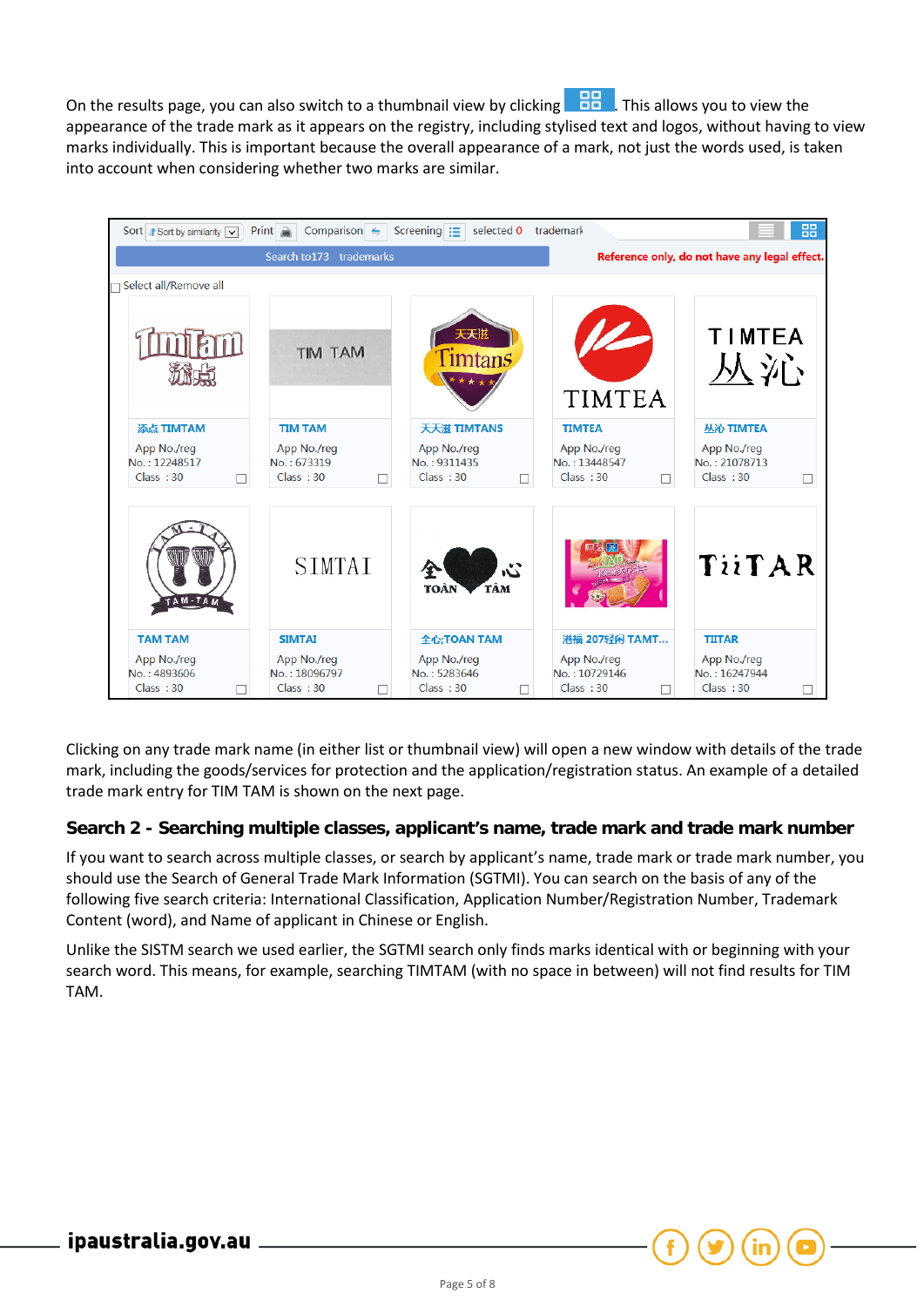On the results page, you can also switch to a thumbnail view by clicking . This allows you to view the appearance of the trade mark as it appears on the registry, including stylised text and logos, without having to view marks individually. This is important because the overall appearance of a mark, not just the words used, is taken into account when considering whether two marks are similar.

Clicking on any trade mark name (in either list or thumbnail view) will open a new window with details of the trade mark, including the goods/services for protection and the application/registration status. An example of a detailed trade mark entry for TIM TAM is shown on the next page.

### Search 2 - Searching multiple classes, applicant's name, trade mark and trade mark number

If you want to search across multiple classes, or search by applicant's name, trade mark or trade mark number, you should use the Search of General Trade Mark Information (SGTMI). You can search on the basis of any of the following five search criteria: International Classification, Application Number/Registration Number, Trademark Content (word), and Name of applicant in Chinese or English.

Unlike the SISTM search we used earlier, the SGTMI search only finds marks identical with or beginning with your search word. This means, for example, searching TIMTAM (with no space in between) will not find results for TIM TAM.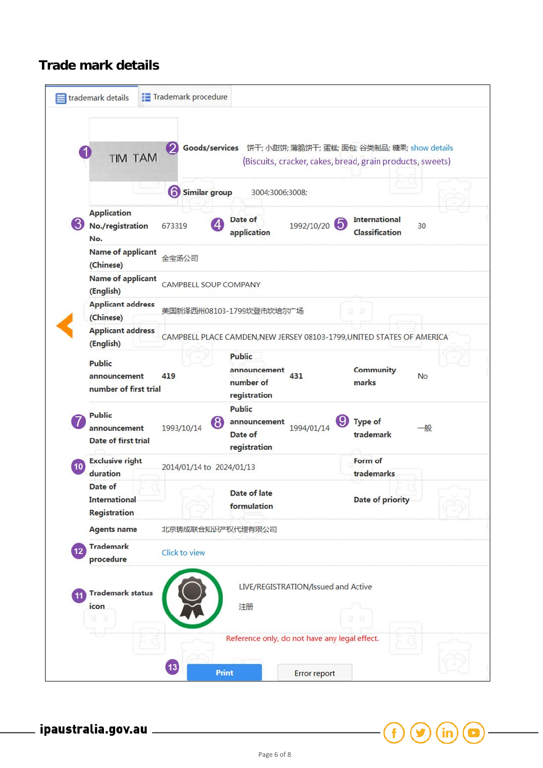# Trade mark details

trademark details | Trademark procedure

1 TIM TAM

2 **Goods/services** 饼干; 小甜饼; 薄脆饼干; 蛋糕; 面包; 谷类制品; 糖果; show details
(Biscuits, cracker, cakes, bread, grain products, sweets)

6 **Similar group** 3004;3006;3008;

| | | | | | |
|---|---|---|---|---|---|
| 3 **Application No./registration No.** | 673319 | 4 **Date of application** | 1992/10/20 | 5 **International Classification** | 30 |
| **Name of applicant (Chinese)** | 金宝汤公司 | | | | |
| **Name of applicant (English)** | CAMPBELL SOUP COMPANY | | | | |
| **Applicant address (Chinese)** | 美国新泽西州08103-1799坎登市坎培尔广场 | | | | |
| **Applicant address (English)** | CAMPBELL PLACE CAMDEN,NEW JERSEY 08103-1799,UNITED STATES OF AMERICA | | | | |
| **Public announcement number of first trial** | 419 | **Public announcement number of registration** | 431 | **Community marks** | No |
| 7 **Public announcement Date of first trial** | 1993/10/14 | 8 **Public announcement Date of registration** | 1994/01/14 | 9 **Type of trademark** | 一般 |
| 10 **Exclusive right duration** | 2014/01/14 to 2024/01/13 | | | **Form of trademarks** | |
| **Date of International Registration** | | **Date of late formulation** | | **Date of priority** | |
| **Agents name** | 北京铸成联合知识产权代理有限公司 | | | | |
| 12 **Trademark procedure** | Click to view | | | | |
| 11 **Trademark status icon** | LIVE/REGISTRATION/Issued and Active<br>注册 | | | | |

Reference only, do not have any legal effect.

13 Print | Error report

**ipaustralia.gov.au**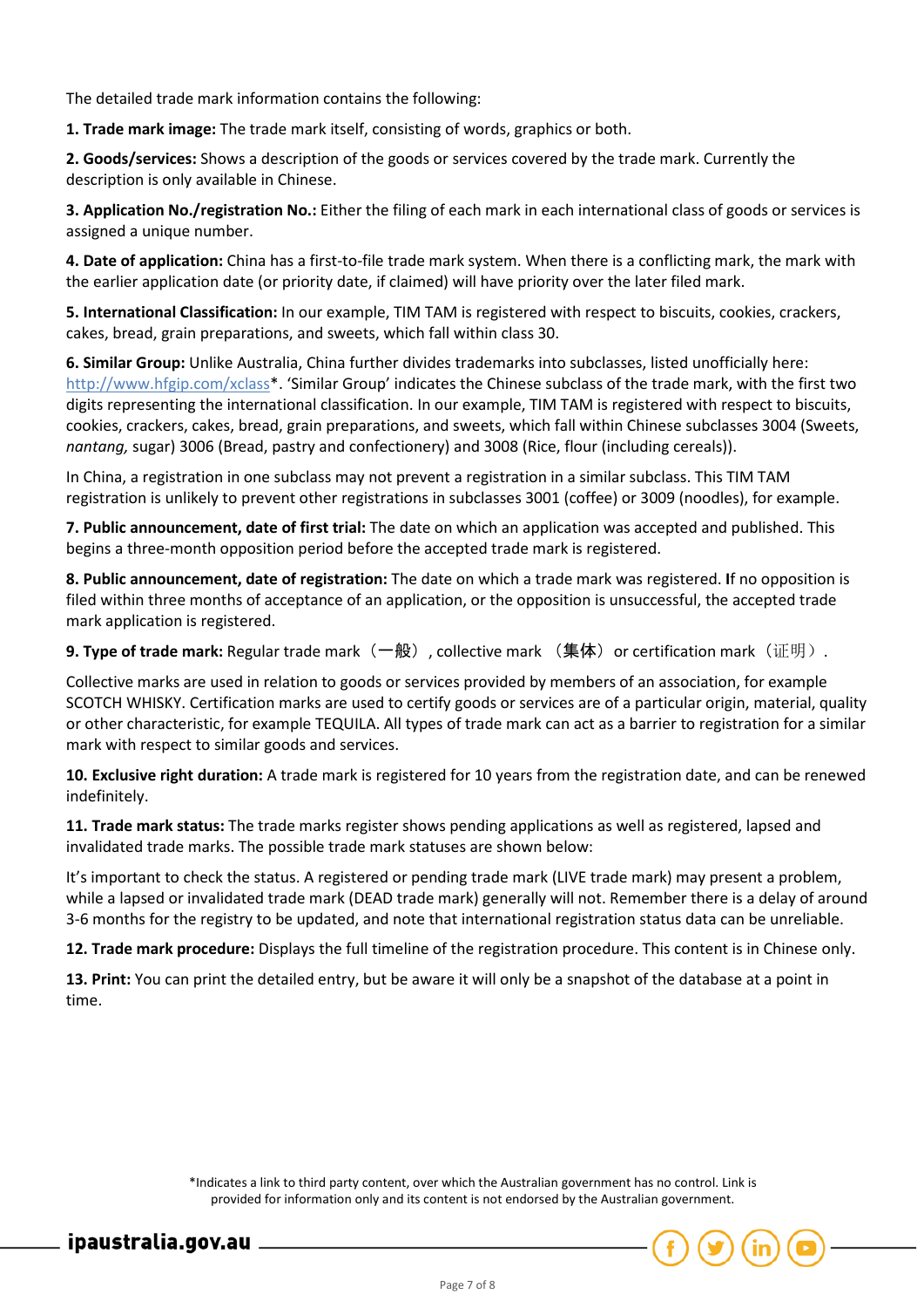The detailed trade mark information contains the following:

**1. Trade mark image:** The trade mark itself, consisting of words, graphics or both.

**2. Goods/services:** Shows a description of the goods or services covered by the trade mark. Currently the description is only available in Chinese.

**3. Application No./registration No.:** Either the filing of each mark in each international class of goods or services is assigned a unique number.

**4. Date of application:** China has a first-to-file trade mark system. When there is a conflicting mark, the mark with the earlier application date (or priority date, if claimed) will have priority over the later filed mark.

**5. International Classification:** In our example, TIM TAM is registered with respect to biscuits, cookies, crackers, cakes, bread, grain preparations, and sweets, which fall within class 30.

**6. Similar Group:** Unlike Australia, China further divides trademarks into subclasses, listed unofficially here: http://www.hfgip.com/xclass*. 'Similar Group' indicates the Chinese subclass of the trade mark, with the first two digits representing the international classification. In our example, TIM TAM is registered with respect to biscuits, cookies, crackers, cakes, bread, grain preparations, and sweets, which fall within Chinese subclasses 3004 (Sweets, *nantang,* sugar) 3006 (Bread, pastry and confectionery) and 3008 (Rice, flour (including cereals)).

In China, a registration in one subclass may not prevent a registration in a similar subclass. This TIM TAM registration is unlikely to prevent other registrations in subclasses 3001 (coffee) or 3009 (noodles), for example.

**7. Public announcement, date of first trial:** The date on which an application was accepted and published. This begins a three-month opposition period before the accepted trade mark is registered.

**8. Public announcement, date of registration:** The date on which a trade mark was registered. If no opposition is filed within three months of acceptance of an application, or the opposition is unsuccessful, the accepted trade mark application is registered.

**9. Type of trade mark:** Regular trade mark（一般）, collective mark （集体） or certification mark（证明）.

Collective marks are used in relation to goods or services provided by members of an association, for example SCOTCH WHISKY. Certification marks are used to certify goods or services are of a particular origin, material, quality or other characteristic, for example TEQUILA. All types of trade mark can act as a barrier to registration for a similar mark with respect to similar goods and services.

**10. Exclusive right duration:** A trade mark is registered for 10 years from the registration date, and can be renewed indefinitely.

**11. Trade mark status:** The trade marks register shows pending applications as well as registered, lapsed and invalidated trade marks. The possible trade mark statuses are shown below:

It's important to check the status. A registered or pending trade mark (LIVE trade mark) may present a problem, while a lapsed or invalidated trade mark (DEAD trade mark) generally will not. Remember there is a delay of around 3-6 months for the registry to be updated, and note that international registration status data can be unreliable.

**12. Trade mark procedure:** Displays the full timeline of the registration procedure. This content is in Chinese only.

**13. Print:** You can print the detailed entry, but be aware it will only be a snapshot of the database at a point in time.

*Indicates a link to third party content, over which the Australian government has no control. Link is provided for information only and its content is not endorsed by the Australian government.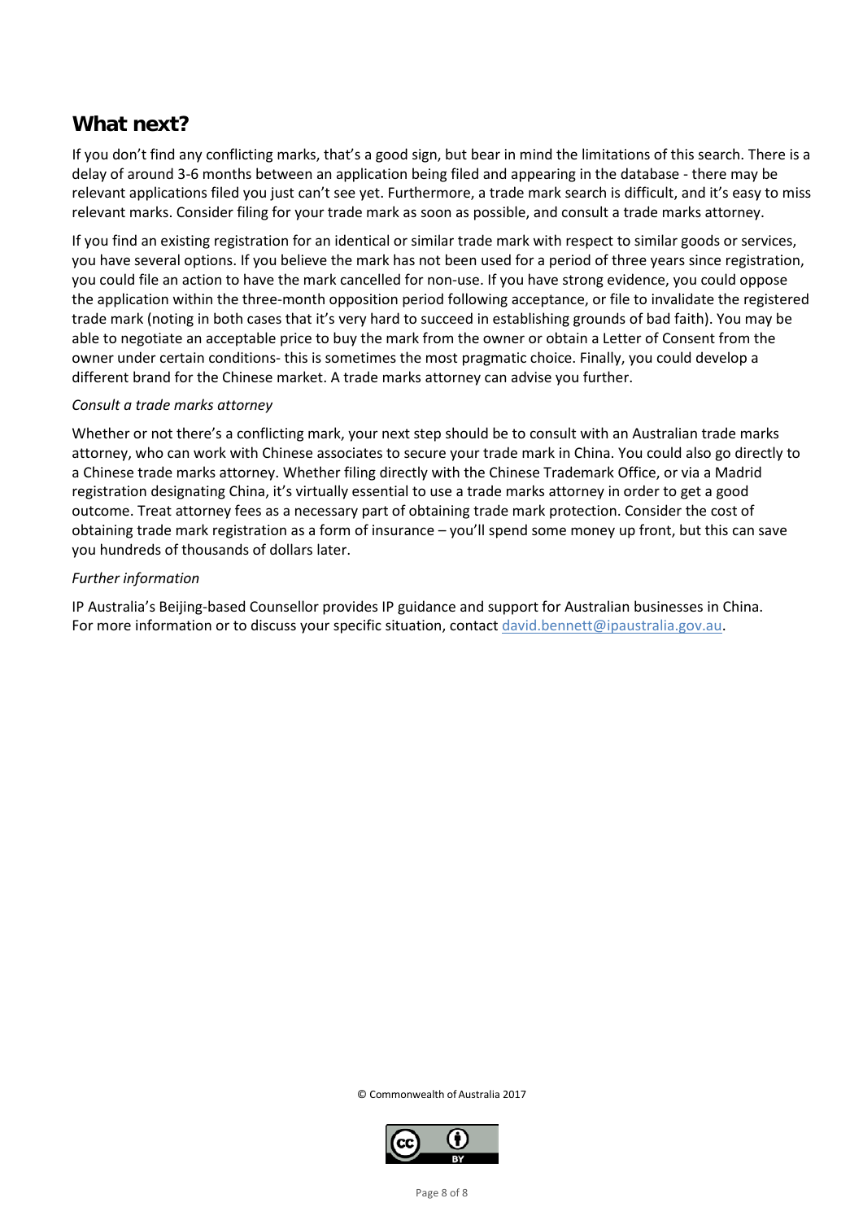## What next?

If you don't find any conflicting marks, that's a good sign, but bear in mind the limitations of this search. There is a delay of around 3-6 months between an application being filed and appearing in the database - there may be relevant applications filed you just can't see yet. Furthermore, a trade mark search is difficult, and it's easy to miss relevant marks. Consider filing for your trade mark as soon as possible, and consult a trade marks attorney.

If you find an existing registration for an identical or similar trade mark with respect to similar goods or services, you have several options. If you believe the mark has not been used for a period of three years since registration, you could file an action to have the mark cancelled for non-use. If you have strong evidence, you could oppose the application within the three-month opposition period following acceptance, or file to invalidate the registered trade mark (noting in both cases that it's very hard to succeed in establishing grounds of bad faith). You may be able to negotiate an acceptable price to buy the mark from the owner or obtain a Letter of Consent from the owner under certain conditions- this is sometimes the most pragmatic choice. Finally, you could develop a different brand for the Chinese market. A trade marks attorney can advise you further.

*Consult a trade marks attorney*

Whether or not there's a conflicting mark, your next step should be to consult with an Australian trade marks attorney, who can work with Chinese associates to secure your trade mark in China. You could also go directly to a Chinese trade marks attorney. Whether filing directly with the Chinese Trademark Office, or via a Madrid registration designating China, it's virtually essential to use a trade marks attorney in order to get a good outcome. Treat attorney fees as a necessary part of obtaining trade mark protection. Consider the cost of obtaining trade mark registration as a form of insurance – you'll spend some money up front, but this can save you hundreds of thousands of dollars later.

*Further information*

IP Australia's Beijing-based Counsellor provides IP guidance and support for Australian businesses in China. For more information or to discuss your specific situation, contact david.bennett@ipaustralia.gov.au.

© Commonwealth of Australia 2017